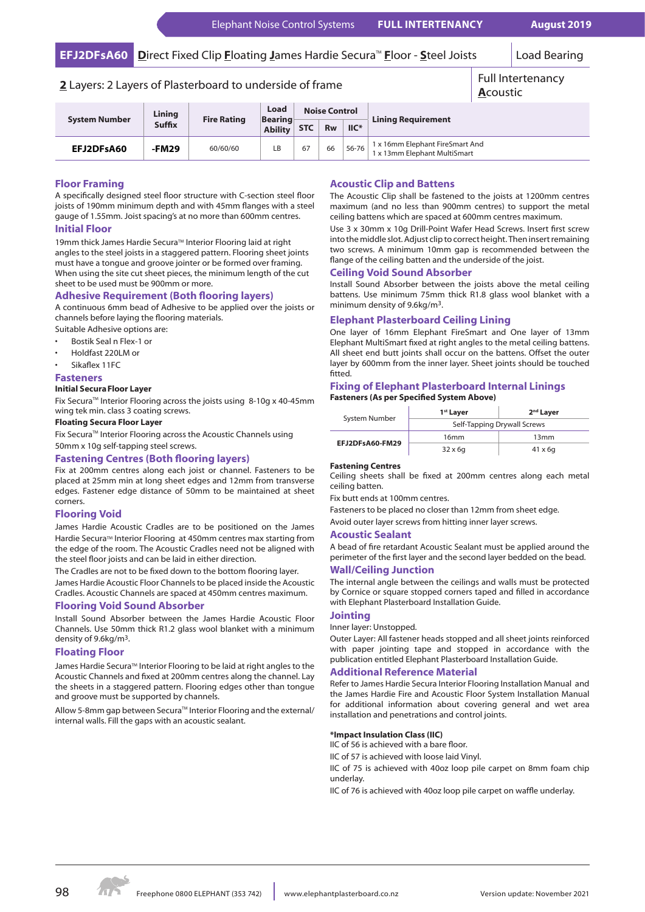Elephant Noise Control Systems **FULL INTERTENANCY** **August 2019**

# EFJ2DFsA60 Direct Fixed Clip Floating James Hardie Secura™ Floor - Steel Joists

Load Bearing

**2** Layers: 2 Layers of Plasterboard to underside of frame

Full Intertenancy **A**coustic

| System Number | Lining Suffix | Fire Rating | Load Bearing Ability | Noise Control | | | Lining Requirement |
|---|---|---|---|---|---|---|---|
| | | | | STC | Rw | IIC* | |
| **EFJ2DFsA60** | **-FM29** | 60/60/60 | LB | 67 | 66 | 56-76 | 1 x 16mm Elephant FireSmart And 1 x 13mm Elephant MultiSmart |

## Floor Framing

A specifically designed steel floor structure with C-section steel floor joists of 190mm minimum depth and with 45mm flanges with a steel gauge of 1.55mm. Joist spacing's at no more than 600mm centres.

## Initial Floor

19mm thick James Hardie Secura™ Interior Flooring laid at right angles to the steel joists in a staggered pattern. Flooring sheet joints must have a tongue and groove jointer or be formed over framing. When using the site cut sheet pieces, the minimum length of the cut sheet to be used must be 900mm or more.

## Adhesive Requirement (Both flooring layers)

A continuous 6mm bead of Adhesive to be applied over the joists or channels before laying the flooring materials.

Suitable Adhesive options are:

- Bostik Seal n Flex-1 or
- Holdfast 220LM or
- Sikaflex 11FC

## Fasteners

**Initial Secura Floor Layer**

Fix Secura™ Interior Flooring across the joists using 8-10g x 40-45mm wing tek min. class 3 coating screws.

**Floating Secura Floor Layer**

Fix Secura™ Interior Flooring across the Acoustic Channels using 50mm x 10g self-tapping steel screws.

## Fastening Centres (Both flooring layers)

Fix at 200mm centres along each joist or channel. Fasteners to be placed at 25mm min at long sheet edges and 12mm from transverse edges. Fastener edge distance of 50mm to be maintained at sheet corners.

## Flooring Void

James Hardie Acoustic Cradles are to be positioned on the James Hardie Secura™ Interior Flooring at 450mm centres max starting from the edge of the room. The Acoustic Cradles need not be aligned with the steel floor joists and can be laid in either direction.

The Cradles are not to be fixed down to the bottom flooring layer.

James Hardie Acoustic Floor Channels to be placed inside the Acoustic Cradles. Acoustic Channels are spaced at 450mm centres maximum.

## Flooring Void Sound Absorber

Install Sound Absorber between the James Hardie Acoustic Floor Channels. Use 50mm thick R1.2 glass wool blanket with a minimum density of 9.6kg/m³.

## Floating Floor

James Hardie Secura™ Interior Flooring to be laid at right angles to the Acoustic Channels and fixed at 200mm centres along the channel. Lay the sheets in a staggered pattern. Flooring edges other than tongue and groove must be supported by channels.

Allow 5-8mm gap between Secura™ Interior Flooring and the external/internal walls. Fill the gaps with an acoustic sealant.

## Acoustic Clip and Battens

The Acoustic Clip shall be fastened to the joists at 1200mm centres maximum (and no less than 900mm centres) to support the metal ceiling battens which are spaced at 600mm centres maximum.

Use 3 x 30mm x 10g Drill-Point Wafer Head Screws. Insert first screw into the middle slot. Adjust clip to correct height. Then insert remaining two screws. A minimum 10mm gap is recommended between the flange of the ceiling batten and the underside of the joist.

## Ceiling Void Sound Absorber

Install Sound Absorber between the joists above the metal ceiling battens. Use minimum 75mm thick R1.8 glass wool blanket with a minimum density of 9.6kg/m³.

## Elephant Plasterboard Ceiling Lining

One layer of 16mm Elephant FireSmart and One layer of 13mm Elephant MultiSmart fixed at right angles to the metal ceiling battens. All sheet end butt joints shall occur on the battens. Offset the outer layer by 600mm from the inner layer. Sheet joints should be touched fitted.

## Fixing of Elephant Plasterboard Internal Linings

**Fasteners (As per Specified System Above)**

| System Number | 1st Layer | 2nd Layer |
|---|---|---|
| | Self-Tapping Drywall Screws | |
| **EFJ2DFsA60-FM29** | 16mm | 13mm |
| | 32 x 6g | 41 x 6g |

**Fastening Centres**

Ceiling sheets shall be fixed at 200mm centres along each metal ceiling batten.

Fix butt ends at 100mm centres.

Fasteners to be placed no closer than 12mm from sheet edge.

Avoid outer layer screws from hitting inner layer screws.

## Acoustic Sealant

A bead of fire retardant Acoustic Sealant must be applied around the perimeter of the first layer and the second layer bedded on the bead.

## Wall/Ceiling Junction

The internal angle between the ceilings and walls must be protected by Cornice or square stopped corners taped and filled in accordance with Elephant Plasterboard Installation Guide.

## Jointing

Inner layer: Unstopped.

Outer Layer: All fastener heads stopped and all sheet joints reinforced with paper jointing tape and stopped in accordance with the publication entitled Elephant Plasterboard Installation Guide.

## Additional Reference Material

Refer to James Hardie Secura Interior Flooring Installation Manual and the James Hardie Fire and Acoustic Floor System Installation Manual for additional information about covering general and wet area installation and penetrations and control joints.

***Impact Insulation Class (IIC)**

IIC of 56 is achieved with a bare floor.

IIC of 57 is achieved with loose laid Vinyl.

IIC of 75 is achieved with 40oz loop pile carpet on 8mm foam chip underlay.

IIC of 76 is achieved with 40oz loop pile carpet on waffle underlay.

Freephone 0800 ELEPHANT (353 742) www.elephantplasterboard.co.nz Version update: November 2021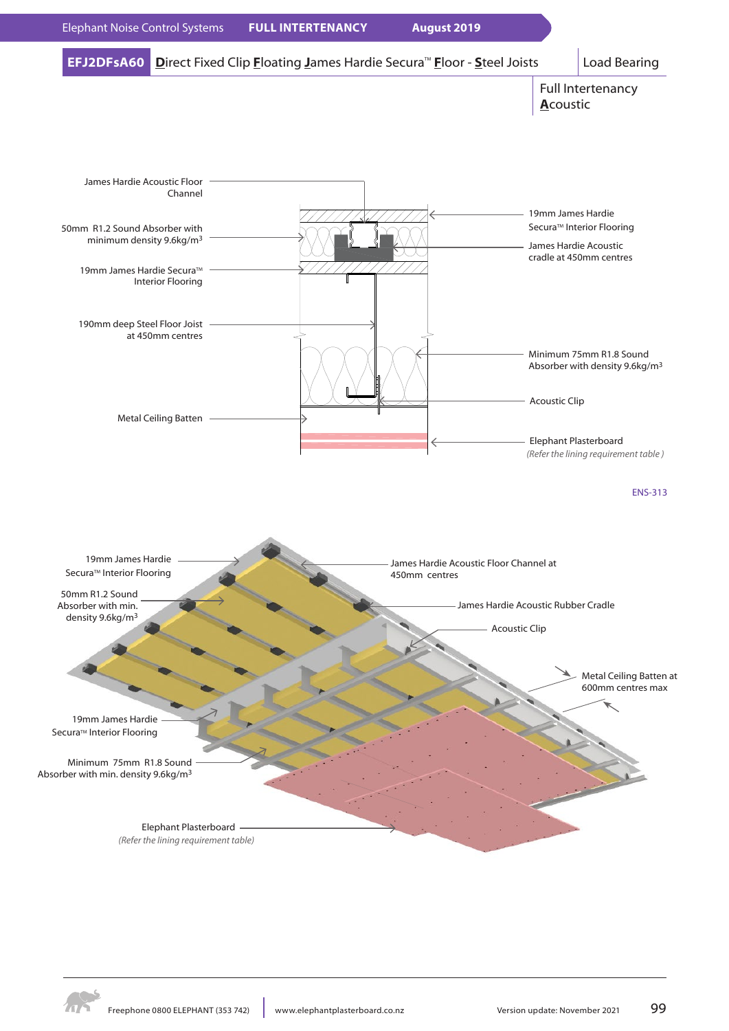**EFJ2DFsA60** **D**irect Fixed Clip **F**loating **J**ames Hardie Secura™ **F**loor - **S**teel Joists

Load Bearing

Full Intertenancy
**A**coustic

James Hardie Acoustic Floor Channel

50mm R1.2 Sound Absorber with minimum density 9.6kg/m$^3$

19mm James Hardie Secura™ Interior Flooring

190mm deep Steel Floor Joist at 450mm centres

Metal Ceiling Batten

19mm James Hardie Secura™ Interior Flooring

James Hardie Acoustic cradle at 450mm centres

Minimum 75mm R1.8 Sound Absorber with density 9.6kg/m$^3$

Acoustic Clip

Elephant Plasterboard
*(Refer the lining requirement table )*

ENS-313

19mm James Hardie Secura™ Interior Flooring

50mm R1.2 Sound Absorber with min. density 9.6kg/m$^3$

James Hardie Acoustic Floor Channel at 450mm centres

James Hardie Acoustic Rubber Cradle

Acoustic Clip

Metal Ceiling Batten at 600mm centres max

19mm James Hardie Secura™ Interior Flooring

Minimum 75mm R1.8 Sound Absorber with min. density 9.6kg/m$^3$

Elephant Plasterboard
*(Refer the lining requirement table)*